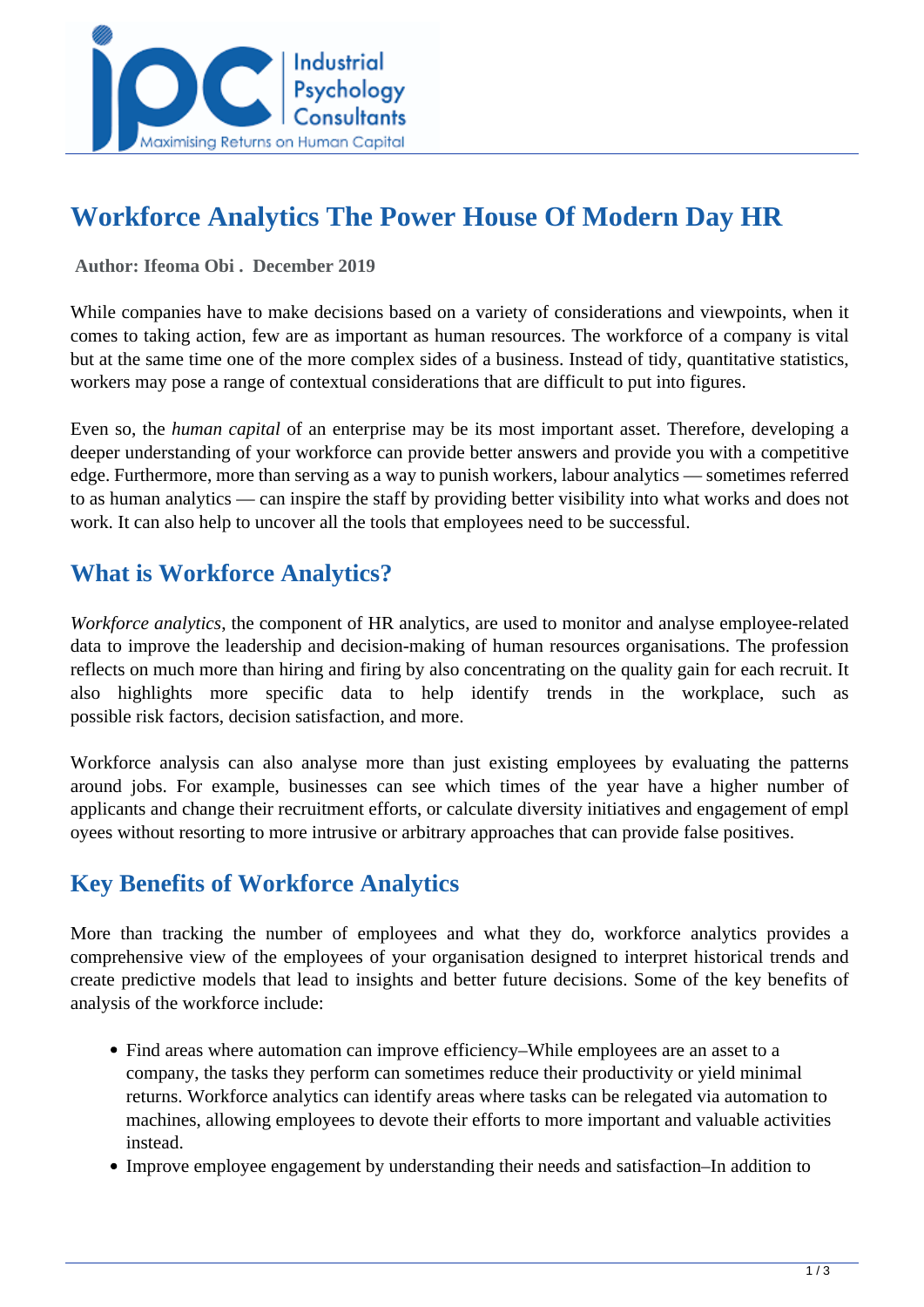# Workforce Analytics The Power House Of Modern Day HR

**Author: Ifeoma Obi . December 2019**

While companies have to make decisions based on a variety of considerations and viewpoints, when it comes to taking action, few are as important as human resources. The workforce of a company is vital but at the same time one of the more complex sides of a business. Instead of tidy, quantitative statistics, workers may pose a range of contextual considerations that are difficult to put into figures.

Even so, the *human capital* of an enterprise may be its most important asset. Therefore, developing a deeper understanding of your workforce can provide better answers and provide you with a competitive edge. Furthermore, more than serving as a way to punish workers, labour analytics — sometimes referred to as human analytics — can inspire the staff by providing better visibility into what works and does not work. It can also help to uncover all the tools that employees need to be successful.

## What is Workforce Analytics?

*Workforce analytics*, the component of HR analytics, are used to monitor and analyse employee-related data to improve the leadership and decision-making of human resources organisations. The profession reflects on much more than hiring and firing by also concentrating on the quality gain for each recruit. It also highlights more specific data to help identify trends in the workplace, such as possible risk factors, decision satisfaction, and more.

Workforce analysis can also analyse more than just existing employees by evaluating the patterns around jobs. For example, businesses can see which times of the year have a higher number of applicants and change their recruitment efforts, or calculate diversity initiatives and engagement of empl oyees without resorting to more intrusive or arbitrary approaches that can provide false positives.

## Key Benefits of Workforce Analytics

More than tracking the number of employees and what they do, workforce analytics provides a comprehensive view of the employees of your organisation designed to interpret historical trends and create predictive models that lead to insights and better future decisions. Some of the key benefits of analysis of the workforce include:

- Find areas where automation can improve efficiency–While employees are an asset to a company, the tasks they perform can sometimes reduce their productivity or yield minimal returns. Workforce analytics can identify areas where tasks can be relegated via automation to machines, allowing employees to devote their efforts to more important and valuable activities instead.
- Improve employee engagement by understanding their needs and satisfaction–In addition to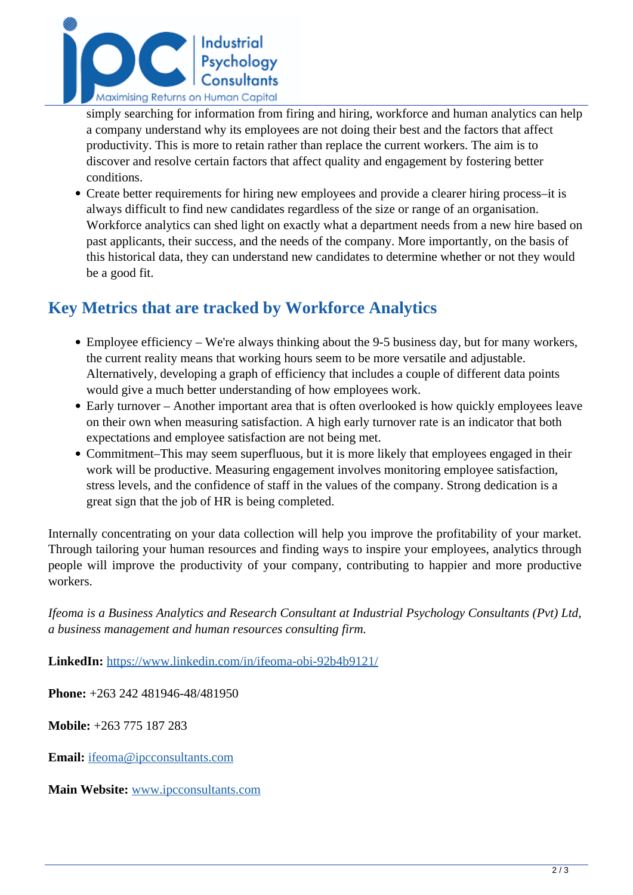simply searching for information from firing and hiring, workforce and human analytics can help a company understand why its employees are not doing their best and the factors that affect productivity. This is more to retain rather than replace the current workers. The aim is to discover and resolve certain factors that affect quality and engagement by fostering better conditions.

- Create better requirements for hiring new employees and provide a clearer hiring process–it is always difficult to find new candidates regardless of the size or range of an organisation. Workforce analytics can shed light on exactly what a department needs from a new hire based on past applicants, their success, and the needs of the company. More importantly, on the basis of this historical data, they can understand new candidates to determine whether or not they would be a good fit.

## Key Metrics that are tracked by Workforce Analytics

- Employee efficiency – We're always thinking about the 9-5 business day, but for many workers, the current reality means that working hours seem to be more versatile and adjustable. Alternatively, developing a graph of efficiency that includes a couple of different data points would give a much better understanding of how employees work.
- Early turnover – Another important area that is often overlooked is how quickly employees leave on their own when measuring satisfaction. A high early turnover rate is an indicator that both expectations and employee satisfaction are not being met.
- Commitment–This may seem superfluous, but it is more likely that employees engaged in their work will be productive. Measuring engagement involves monitoring employee satisfaction, stress levels, and the confidence of staff in the values of the company. Strong dedication is a great sign that the job of HR is being completed.

Internally concentrating on your data collection will help you improve the profitability of your market. Through tailoring your human resources and finding ways to inspire your employees, analytics through people will improve the productivity of your company, contributing to happier and more productive workers.

*Ifeoma is a Business Analytics and Research Consultant at Industrial Psychology Consultants (Pvt) Ltd, a business management and human resources consulting firm.*

**LinkedIn:** https://www.linkedin.com/in/ifeoma-obi-92b4b9121/

**Phone:** +263 242 481946-48/481950

**Mobile:** +263 775 187 283

**Email:** ifeoma@ipcconsultants.com

**Main Website:** www.ipcconsultants.com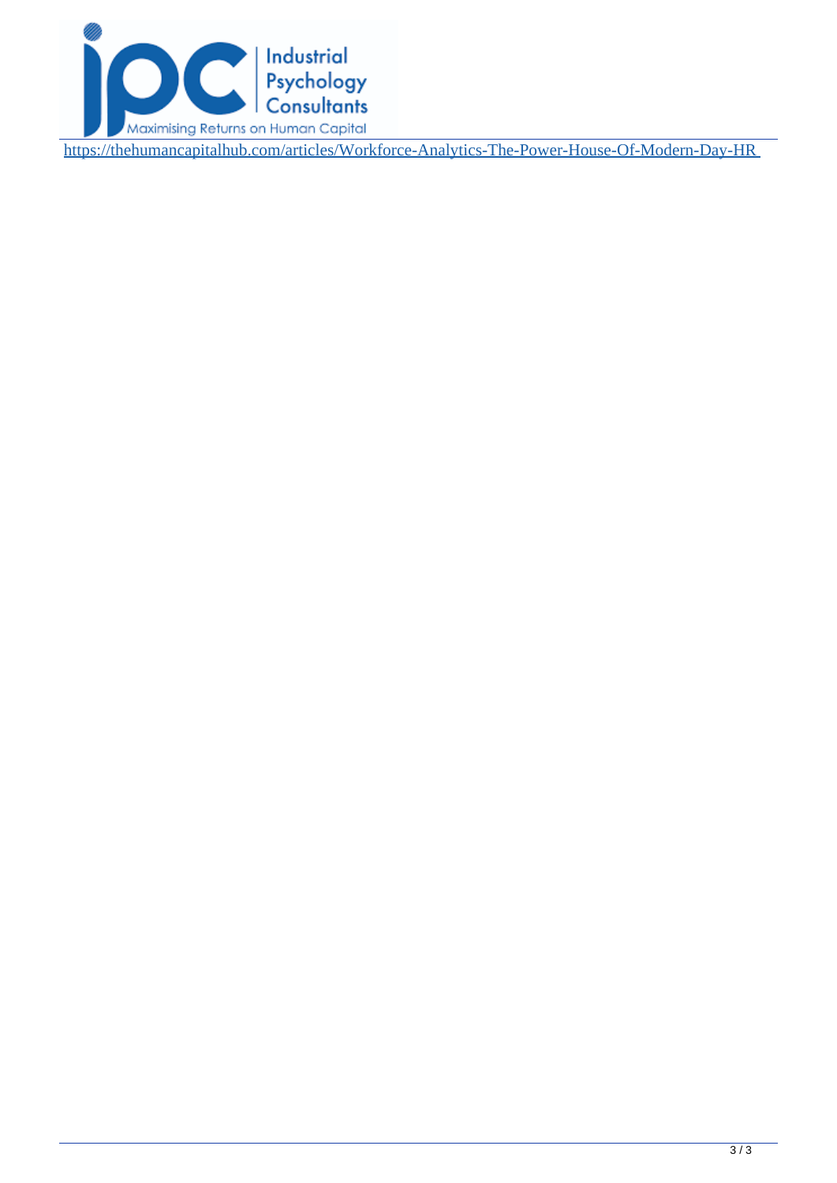https://thehumancapitalhub.com/articles/Workforce-Analytics-The-Power-House-Of-Modern-Day-HR